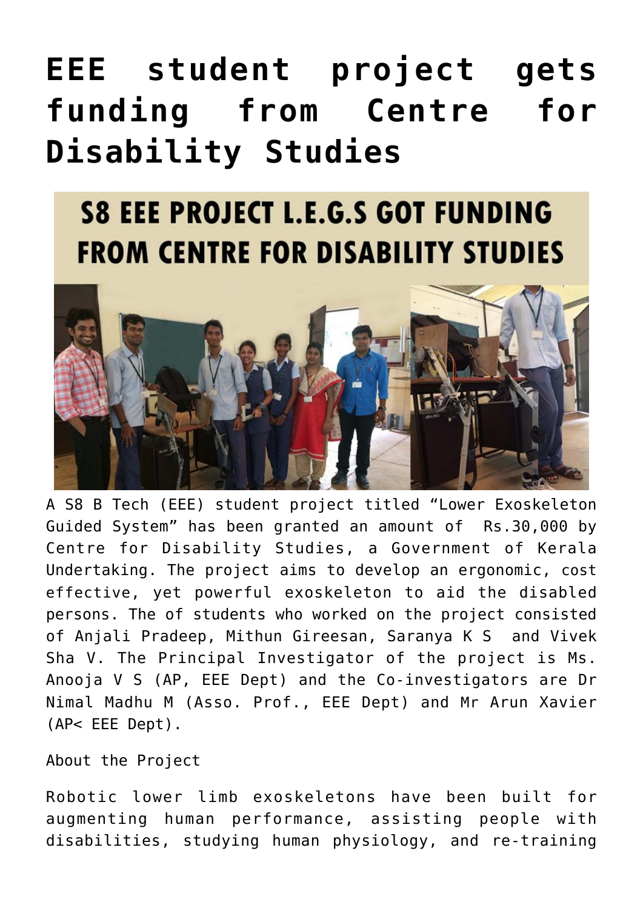# EEE student project gets funding from Centre for Disability Studies

A S8 B Tech (EEE) student project titled "Lower Exoskeleton Guided System" has been granted an amount of Rs.30,000 by Centre for Disability Studies, a Government of Kerala Undertaking. The project aims to develop an ergonomic, cost effective, yet powerful exoskeleton to aid the disabled persons. The of students who worked on the project consisted of Anjali Pradeep, Mithun Gireesan, Saranya K S and Vivek Sha V. The Principal Investigator of the project is Ms. Anooja V S (AP, EEE Dept) and the Co-investigators are Dr Nimal Madhu M (Asso. Prof., EEE Dept) and Mr Arun Xavier (AP< EEE Dept).

About the Project

Robotic lower limb exoskeletons have been built for augmenting human performance, assisting people with disabilities, studying human physiology, and re-training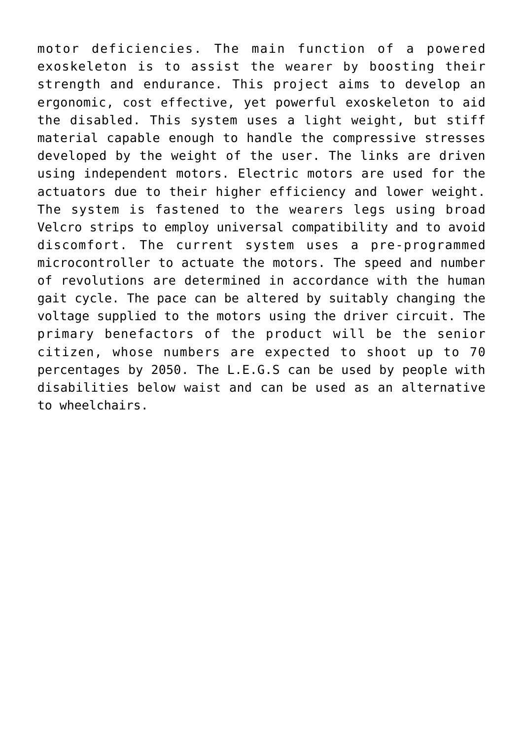motor deficiencies. The main function of a powered exoskeleton is to assist the wearer by boosting their strength and endurance. This project aims to develop an ergonomic, cost effective, yet powerful exoskeleton to aid the disabled. This system uses a light weight, but stiff material capable enough to handle the compressive stresses developed by the weight of the user. The links are driven using independent motors. Electric motors are used for the actuators due to their higher efficiency and lower weight. The system is fastened to the wearers legs using broad Velcro strips to employ universal compatibility and to avoid discomfort. The current system uses a pre-programmed microcontroller to actuate the motors. The speed and number of revolutions are determined in accordance with the human gait cycle. The pace can be altered by suitably changing the voltage supplied to the motors using the driver circuit. The primary benefactors of the product will be the senior citizen, whose numbers are expected to shoot up to 70 percentages by 2050. The L.E.G.S can be used by people with disabilities below waist and can be used as an alternative to wheelchairs.